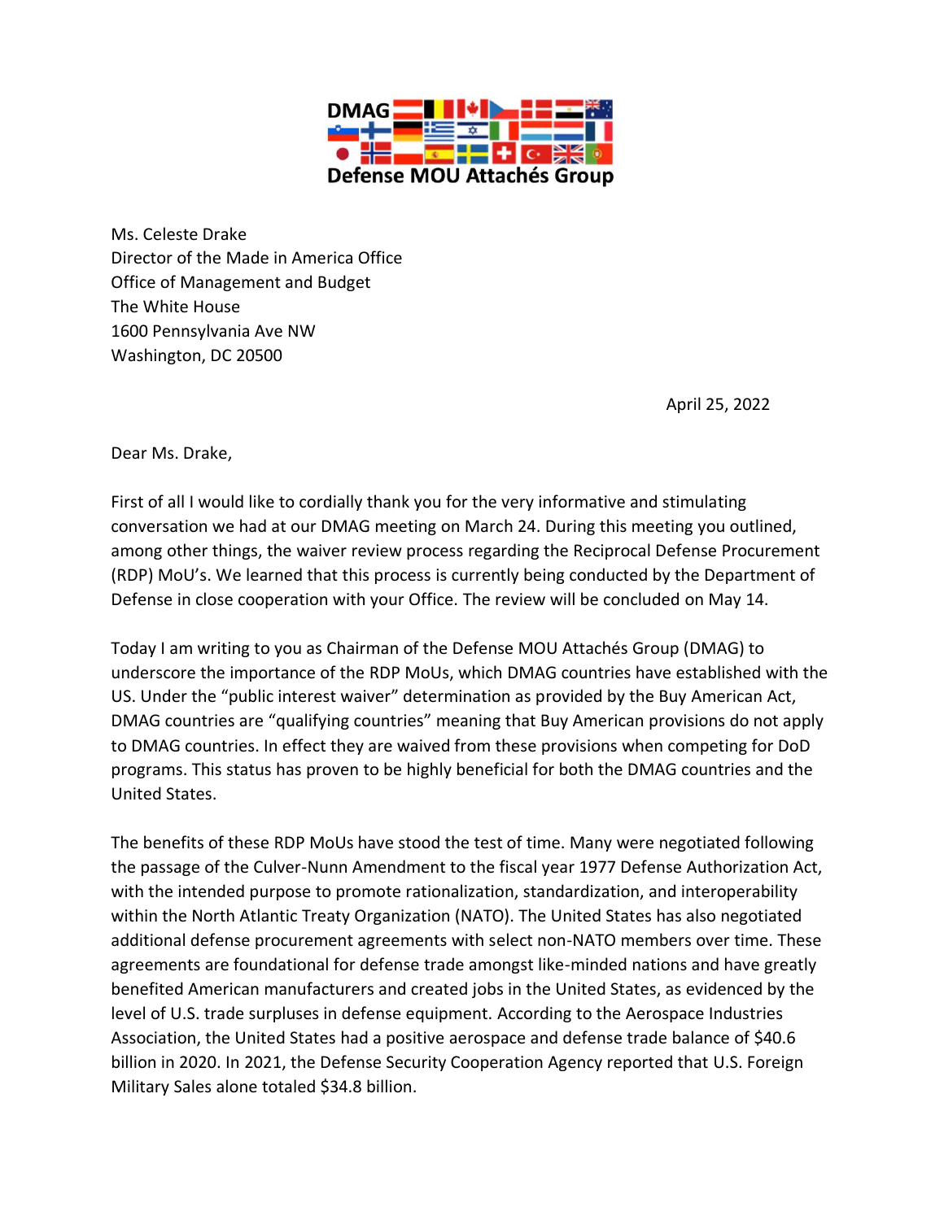**DMAG**

**Defense MOU Attachés Group**

Ms. Celeste Drake
Director of the Made in America Office
Office of Management and Budget
The White House
1600 Pennsylvania Ave NW
Washington, DC 20500

April 25, 2022

Dear Ms. Drake,

First of all I would like to cordially thank you for the very informative and stimulating conversation we had at our DMAG meeting on March 24. During this meeting you outlined, among other things, the waiver review process regarding the Reciprocal Defense Procurement (RDP) MoU's. We learned that this process is currently being conducted by the Department of Defense in close cooperation with your Office. The review will be concluded on May 14.

Today I am writing to you as Chairman of the Defense MOU Attachés Group (DMAG) to underscore the importance of the RDP MoUs, which DMAG countries have established with the US. Under the "public interest waiver" determination as provided by the Buy American Act, DMAG countries are "qualifying countries" meaning that Buy American provisions do not apply to DMAG countries. In effect they are waived from these provisions when competing for DoD programs. This status has proven to be highly beneficial for both the DMAG countries and the United States.

The benefits of these RDP MoUs have stood the test of time. Many were negotiated following the passage of the Culver-Nunn Amendment to the fiscal year 1977 Defense Authorization Act, with the intended purpose to promote rationalization, standardization, and interoperability within the North Atlantic Treaty Organization (NATO). The United States has also negotiated additional defense procurement agreements with select non-NATO members over time. These agreements are foundational for defense trade amongst like-minded nations and have greatly benefited American manufacturers and created jobs in the United States, as evidenced by the level of U.S. trade surpluses in defense equipment. According to the Aerospace Industries Association, the United States had a positive aerospace and defense trade balance of $40.6 billion in 2020. In 2021, the Defense Security Cooperation Agency reported that U.S. Foreign Military Sales alone totaled $34.8 billion.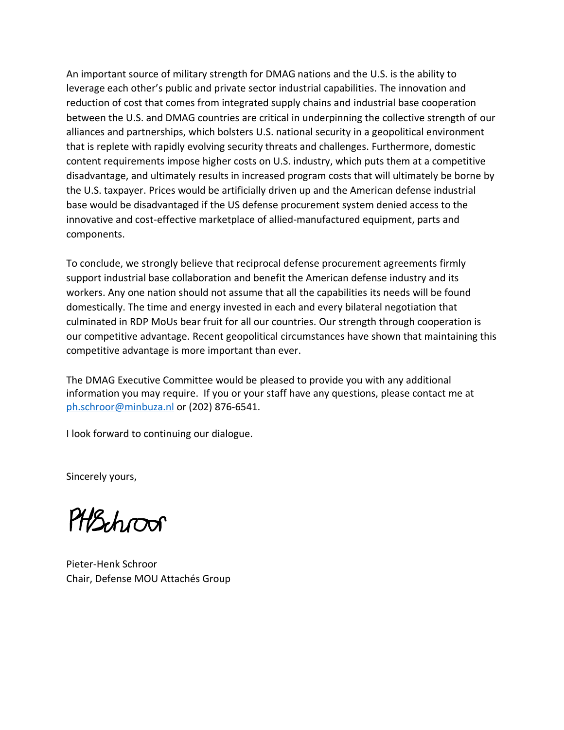An important source of military strength for DMAG nations and the U.S. is the ability to leverage each other's public and private sector industrial capabilities. The innovation and reduction of cost that comes from integrated supply chains and industrial base cooperation between the U.S. and DMAG countries are critical in underpinning the collective strength of our alliances and partnerships, which bolsters U.S. national security in a geopolitical environment that is replete with rapidly evolving security threats and challenges. Furthermore, domestic content requirements impose higher costs on U.S. industry, which puts them at a competitive disadvantage, and ultimately results in increased program costs that will ultimately be borne by the U.S. taxpayer. Prices would be artificially driven up and the American defense industrial base would be disadvantaged if the US defense procurement system denied access to the innovative and cost-effective marketplace of allied-manufactured equipment, parts and components.

To conclude, we strongly believe that reciprocal defense procurement agreements firmly support industrial base collaboration and benefit the American defense industry and its workers. Any one nation should not assume that all the capabilities its needs will be found domestically. The time and energy invested in each and every bilateral negotiation that culminated in RDP MoUs bear fruit for all our countries. Our strength through cooperation is our competitive advantage. Recent geopolitical circumstances have shown that maintaining this competitive advantage is more important than ever.

The DMAG Executive Committee would be pleased to provide you with any additional information you may require. If you or your staff have any questions, please contact me at ph.schroor@minbuza.nl or (202) 876-6541.

I look forward to continuing our dialogue.

Sincerely yours,

PHSchroor

Pieter-Henk Schroor
Chair, Defense MOU Attachés Group